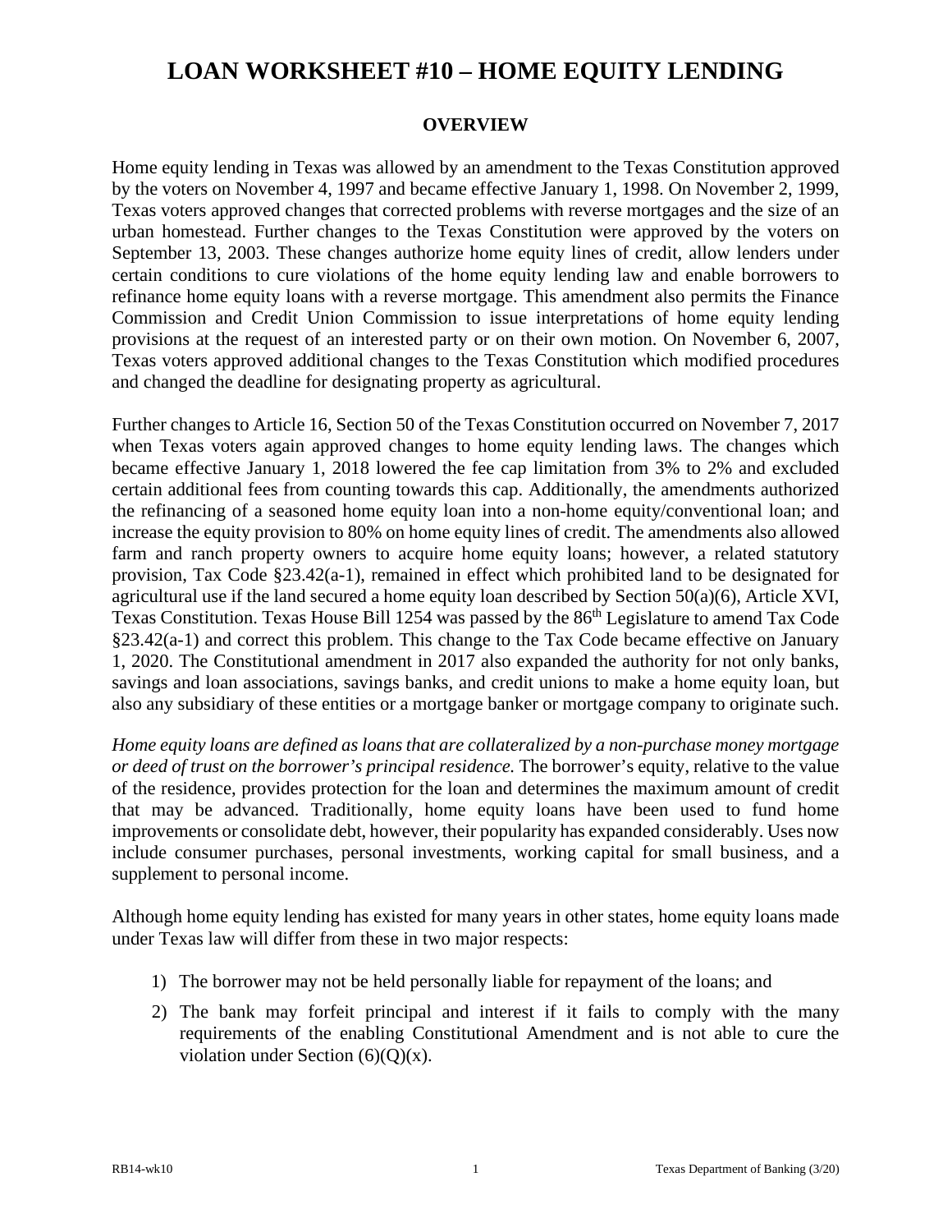# LOAN WORKSHEET #10 – HOME EQUITY LENDING

## OVERVIEW

Home equity lending in Texas was allowed by an amendment to the Texas Constitution approved by the voters on November 4, 1997 and became effective January 1, 1998. On November 2, 1999, Texas voters approved changes that corrected problems with reverse mortgages and the size of an urban homestead. Further changes to the Texas Constitution were approved by the voters on September 13, 2003. These changes authorize home equity lines of credit, allow lenders under certain conditions to cure violations of the home equity lending law and enable borrowers to refinance home equity loans with a reverse mortgage. This amendment also permits the Finance Commission and Credit Union Commission to issue interpretations of home equity lending provisions at the request of an interested party or on their own motion. On November 6, 2007, Texas voters approved additional changes to the Texas Constitution which modified procedures and changed the deadline for designating property as agricultural.

Further changes to Article 16, Section 50 of the Texas Constitution occurred on November 7, 2017 when Texas voters again approved changes to home equity lending laws. The changes which became effective January 1, 2018 lowered the fee cap limitation from 3% to 2% and excluded certain additional fees from counting towards this cap. Additionally, the amendments authorized the refinancing of a seasoned home equity loan into a non-home equity/conventional loan; and increase the equity provision to 80% on home equity lines of credit. The amendments also allowed farm and ranch property owners to acquire home equity loans; however, a related statutory provision, Tax Code §23.42(a-1), remained in effect which prohibited land to be designated for agricultural use if the land secured a home equity loan described by Section 50(a)(6), Article XVI, Texas Constitution. Texas House Bill 1254 was passed by the 86th Legislature to amend Tax Code §23.42(a-1) and correct this problem. This change to the Tax Code became effective on January 1, 2020. The Constitutional amendment in 2017 also expanded the authority for not only banks, savings and loan associations, savings banks, and credit unions to make a home equity loan, but also any subsidiary of these entities or a mortgage banker or mortgage company to originate such.

*Home equity loans are defined as loans that are collateralized by a non-purchase money mortgage or deed of trust on the borrower's principal residence.* The borrower's equity, relative to the value of the residence, provides protection for the loan and determines the maximum amount of credit that may be advanced. Traditionally, home equity loans have been used to fund home improvements or consolidate debt, however, their popularity has expanded considerably. Uses now include consumer purchases, personal investments, working capital for small business, and a supplement to personal income.

Although home equity lending has existed for many years in other states, home equity loans made under Texas law will differ from these in two major respects:

1) The borrower may not be held personally liable for repayment of the loans; and
2) The bank may forfeit principal and interest if it fails to comply with the many requirements of the enabling Constitutional Amendment and is not able to cure the violation under Section (6)(Q)(x).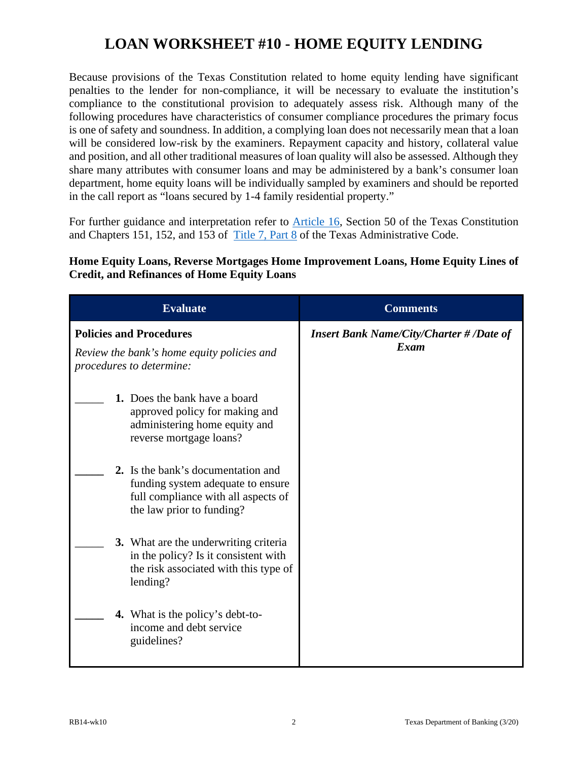# LOAN WORKSHEET #10 - HOME EQUITY LENDING

Because provisions of the Texas Constitution related to home equity lending have significant penalties to the lender for non-compliance, it will be necessary to evaluate the institution's compliance to the constitutional provision to adequately assess risk. Although many of the following procedures have characteristics of consumer compliance procedures the primary focus is one of safety and soundness. In addition, a complying loan does not necessarily mean that a loan will be considered low-risk by the examiners. Repayment capacity and history, collateral value and position, and all other traditional measures of loan quality will also be assessed. Although they share many attributes with consumer loans and may be administered by a bank's consumer loan department, home equity loans will be individually sampled by examiners and should be reported in the call report as "loans secured by 1-4 family residential property."

For further guidance and interpretation refer to Article 16, Section 50 of the Texas Constitution and Chapters 151, 152, and 153 of Title 7, Part 8 of the Texas Administrative Code.

**Home Equity Loans, Reverse Mortgages Home Improvement Loans, Home Equity Lines of Credit, and Refinances of Home Equity Loans**

| Evaluate | Comments |
|---|---|
| **Policies and Procedures**<br>*Review the bank's home equity policies and procedures to determine:* | ***Insert Bank Name/City/Charter # /Date of Exam*** |
| _____ **1.** Does the bank have a board approved policy for making and administering home equity and reverse mortgage loans? | |
| _____ **2.** Is the bank's documentation and funding system adequate to ensure full compliance with all aspects of the law prior to funding? | |
| _____ **3.** What are the underwriting criteria in the policy? Is it consistent with the risk associated with this type of lending? | |
| _____ **4.** What is the policy's debt-to-income and debt service guidelines? | |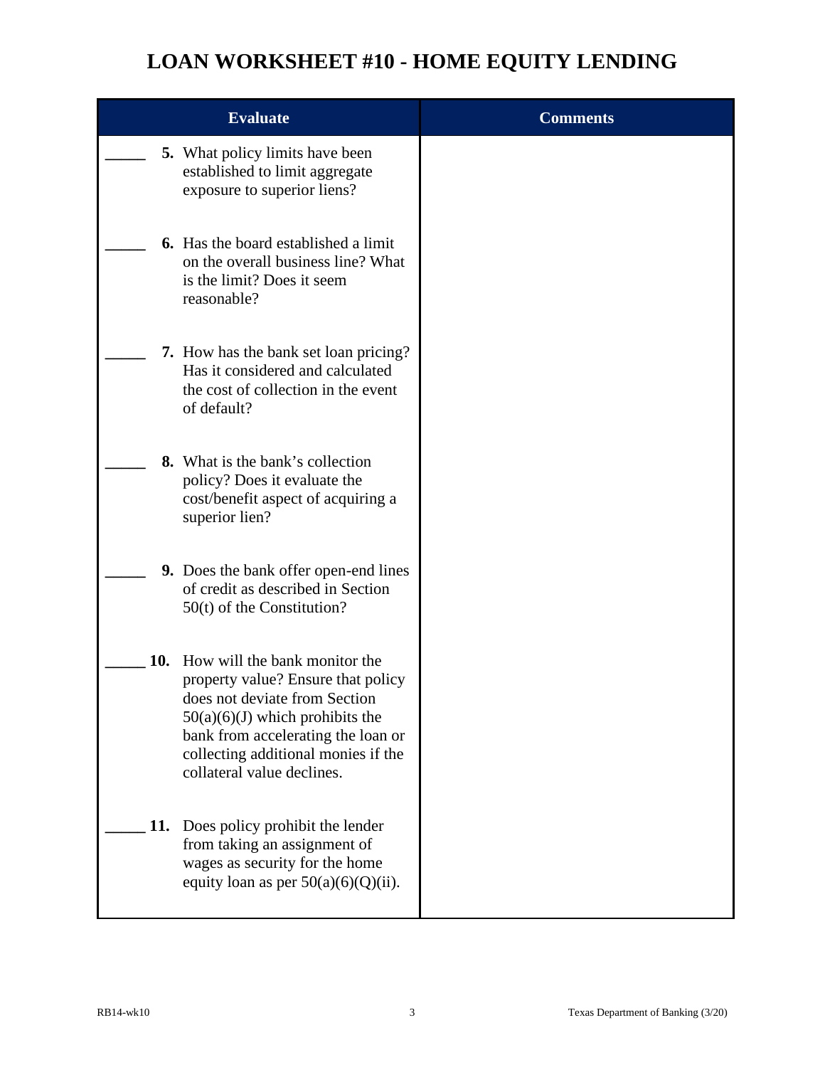# LOAN WORKSHEET #10 - HOME EQUITY LENDING

| Evaluate | Comments |
| --- | --- |
| _____ **5.** What policy limits have been established to limit aggregate exposure to superior liens? | |
| _____ **6.** Has the board established a limit on the overall business line? What is the limit? Does it seem reasonable? | |
| _____ **7.** How has the bank set loan pricing? Has it considered and calculated the cost of collection in the event of default? | |
| _____ **8.** What is the bank's collection policy? Does it evaluate the cost/benefit aspect of acquiring a superior lien? | |
| _____ **9.** Does the bank offer open-end lines of credit as described in Section 50(t) of the Constitution? | |
| _____ **10.** How will the bank monitor the property value? Ensure that policy does not deviate from Section 50(a)(6)(J) which prohibits the bank from accelerating the loan or collecting additional monies if the collateral value declines. | |
| _____ **11.** Does policy prohibit the lender from taking an assignment of wages as security for the home equity loan as per 50(a)(6)(Q)(ii). | |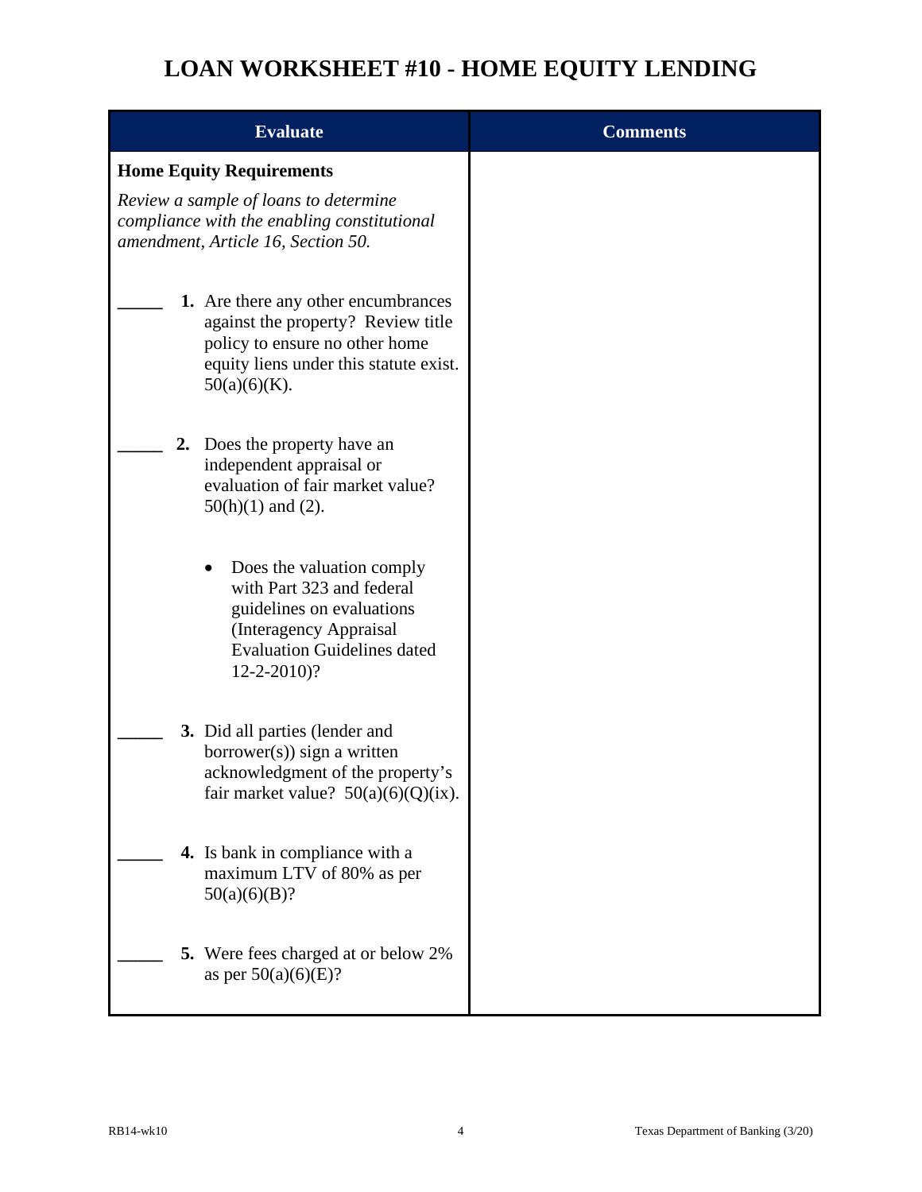# LOAN WORKSHEET #10 - HOME EQUITY LENDING

| Evaluate | Comments |
| --- | --- |
| **Home Equity Requirements**<br><br>*Review a sample of loans to determine compliance with the enabling constitutional amendment, Article 16, Section 50.* | |
| _____ **1.** Are there any other encumbrances against the property? Review title policy to ensure no other home equity liens under this statute exist. 50(a)(6)(K). | |
| _____ **2.** Does the property have an independent appraisal or evaluation of fair market value? 50(h)(1) and (2).<br><br>• Does the valuation comply with Part 323 and federal guidelines on evaluations (Interagency Appraisal Evaluation Guidelines dated 12-2-2010)? | |
| _____ **3.** Did all parties (lender and borrower(s)) sign a written acknowledgment of the property's fair market value? 50(a)(6)(Q)(ix). | |
| _____ **4.** Is bank in compliance with a maximum LTV of 80% as per 50(a)(6)(B)? | |
| _____ **5.** Were fees charged at or below 2% as per 50(a)(6)(E)? | |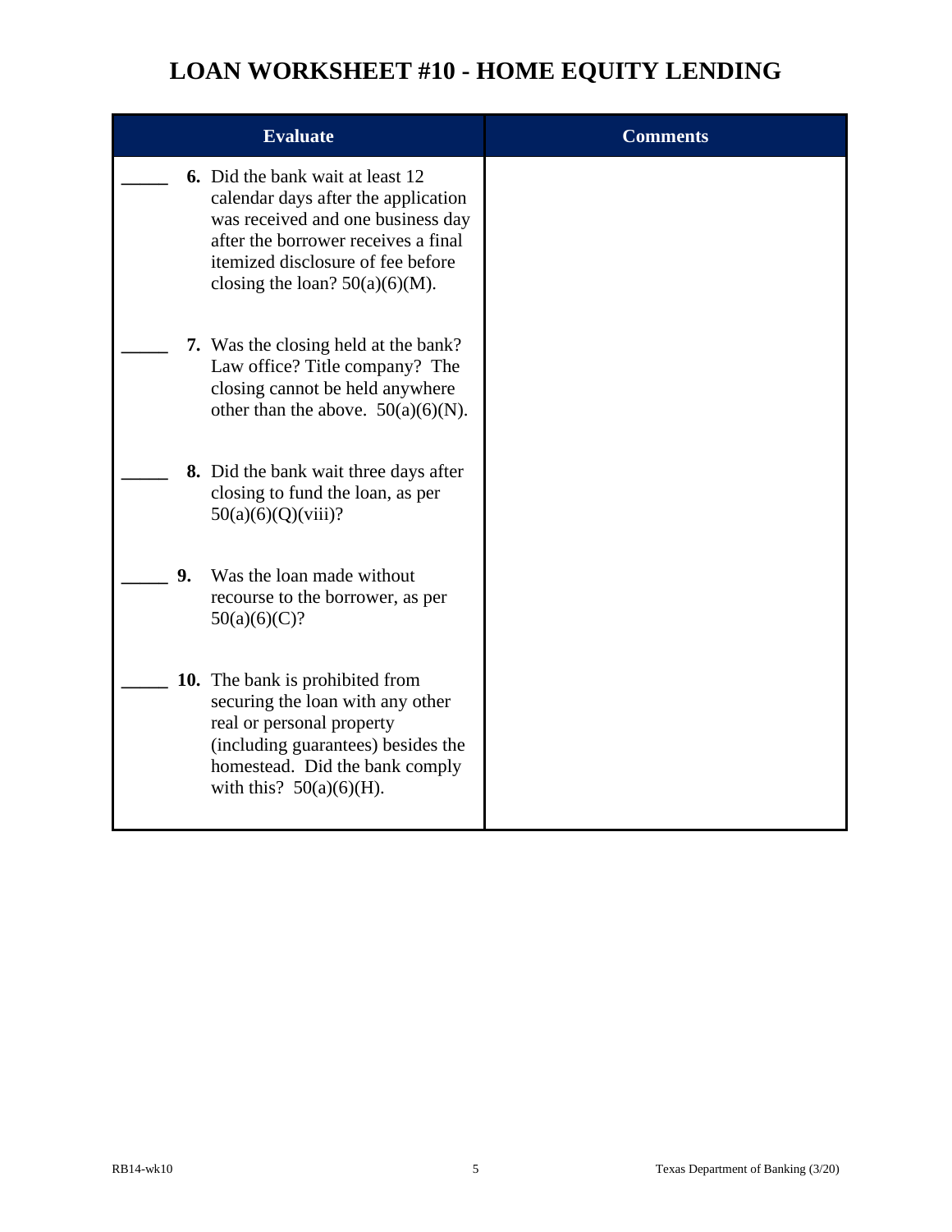# LOAN WORKSHEET #10 - HOME EQUITY LENDING

| Evaluate | Comments |
|---|---|
| _____ **6.** Did the bank wait at least 12 calendar days after the application was received and one business day after the borrower receives a final itemized disclosure of fee before closing the loan? 50(a)(6)(M). | |
| _____ **7.** Was the closing held at the bank? Law office? Title company? The closing cannot be held anywhere other than the above. 50(a)(6)(N). | |
| _____ **8.** Did the bank wait three days after closing to fund the loan, as per 50(a)(6)(Q)(viii)? | |
| _____ **9.** Was the loan made without recourse to the borrower, as per 50(a)(6)(C)? | |
| _____ **10.** The bank is prohibited from securing the loan with any other real or personal property (including guarantees) besides the homestead. Did the bank comply with this? 50(a)(6)(H). | |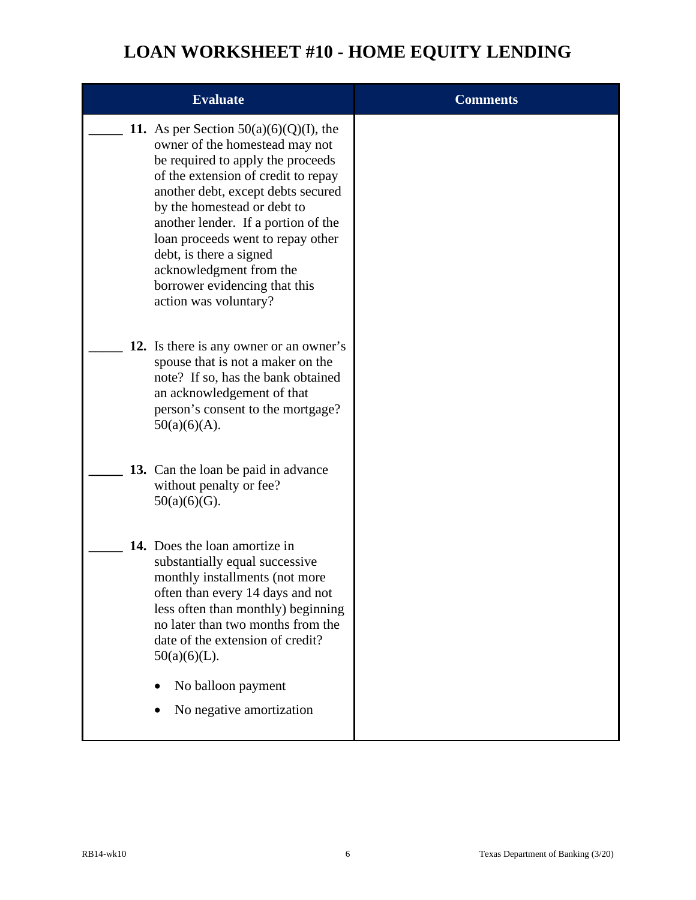# LOAN WORKSHEET #10 - HOME EQUITY LENDING

| Evaluate | Comments |
|---|---|
| _____ **11.** As per Section 50(a)(6)(Q)(I), the owner of the homestead may not be required to apply the proceeds of the extension of credit to repay another debt, except debts secured by the homestead or debt to another lender. If a portion of the loan proceeds went to repay other debt, is there a signed acknowledgment from the borrower evidencing that this action was voluntary? | |
| _____ **12.** Is there is any owner or an owner's spouse that is not a maker on the note? If so, has the bank obtained an acknowledgement of that person's consent to the mortgage? 50(a)(6)(A). | |
| _____ **13.** Can the loan be paid in advance without penalty or fee? 50(a)(6)(G). | |
| _____ **14.** Does the loan amortize in substantially equal successive monthly installments (not more often than every 14 days and not less often than monthly) beginning no later than two months from the date of the extension of credit? 50(a)(6)(L).<br>• No balloon payment<br>• No negative amortization | |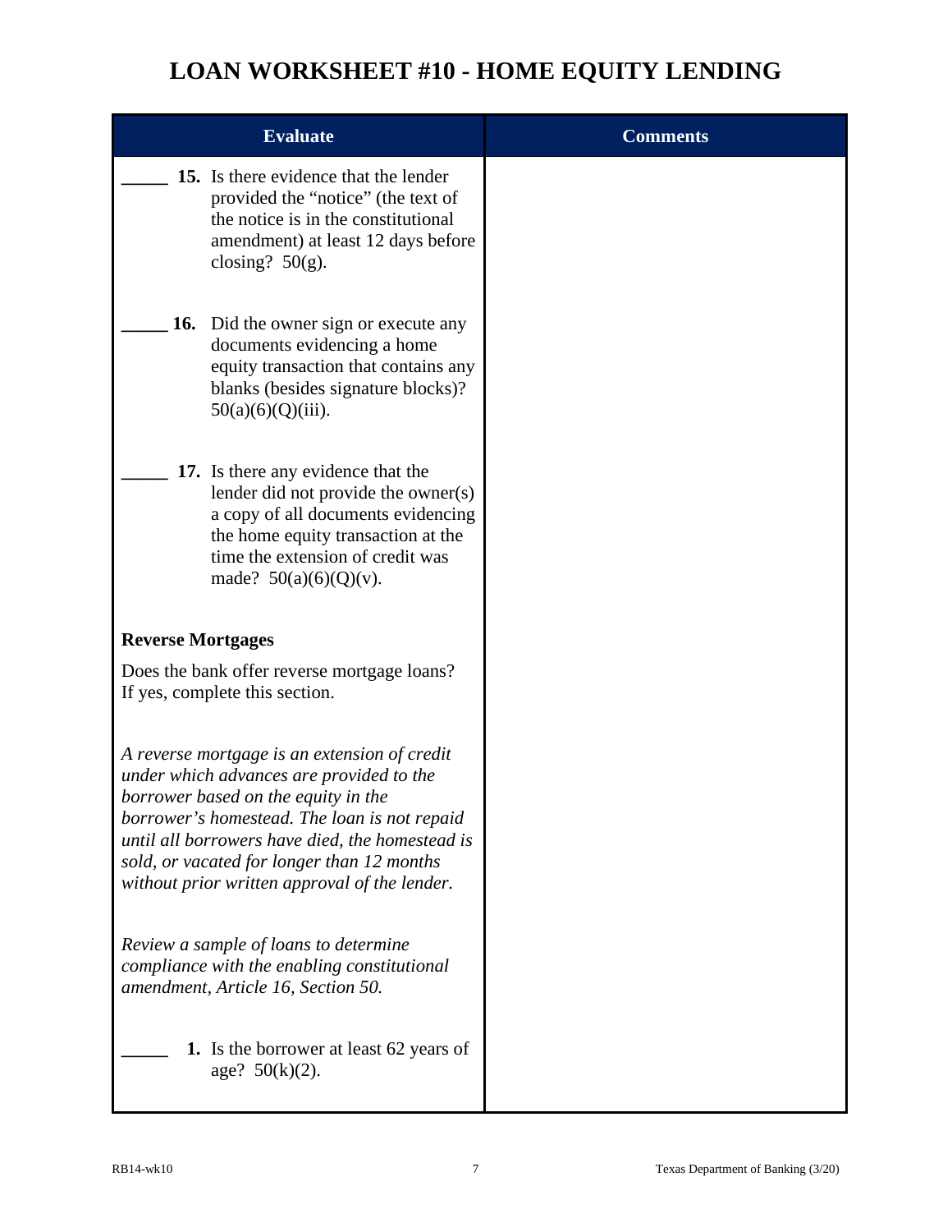# LOAN WORKSHEET #10 - HOME EQUITY LENDING

| Evaluate | Comments |
| --- | --- |
| _____ **15.** Is there evidence that the lender provided the "notice" (the text of the notice is in the constitutional amendment) at least 12 days before closing? 50(g). | |
| _____ **16.** Did the owner sign or execute any documents evidencing a home equity transaction that contains any blanks (besides signature blocks)? 50(a)(6)(Q)(iii). | |
| _____ **17.** Is there any evidence that the lender did not provide the owner(s) a copy of all documents evidencing the home equity transaction at the time the extension of credit was made? 50(a)(6)(Q)(v). | |
| **Reverse Mortgages**<br><br>Does the bank offer reverse mortgage loans? If yes, complete this section.<br><br>*A reverse mortgage is an extension of credit under which advances are provided to the borrower based on the equity in the borrower's homestead. The loan is not repaid until all borrowers have died, the homestead is sold, or vacated for longer than 12 months without prior written approval of the lender.*<br><br>*Review a sample of loans to determine compliance with the enabling constitutional amendment, Article 16, Section 50.* | |
| _____ **1.** Is the borrower at least 62 years of age? 50(k)(2). | |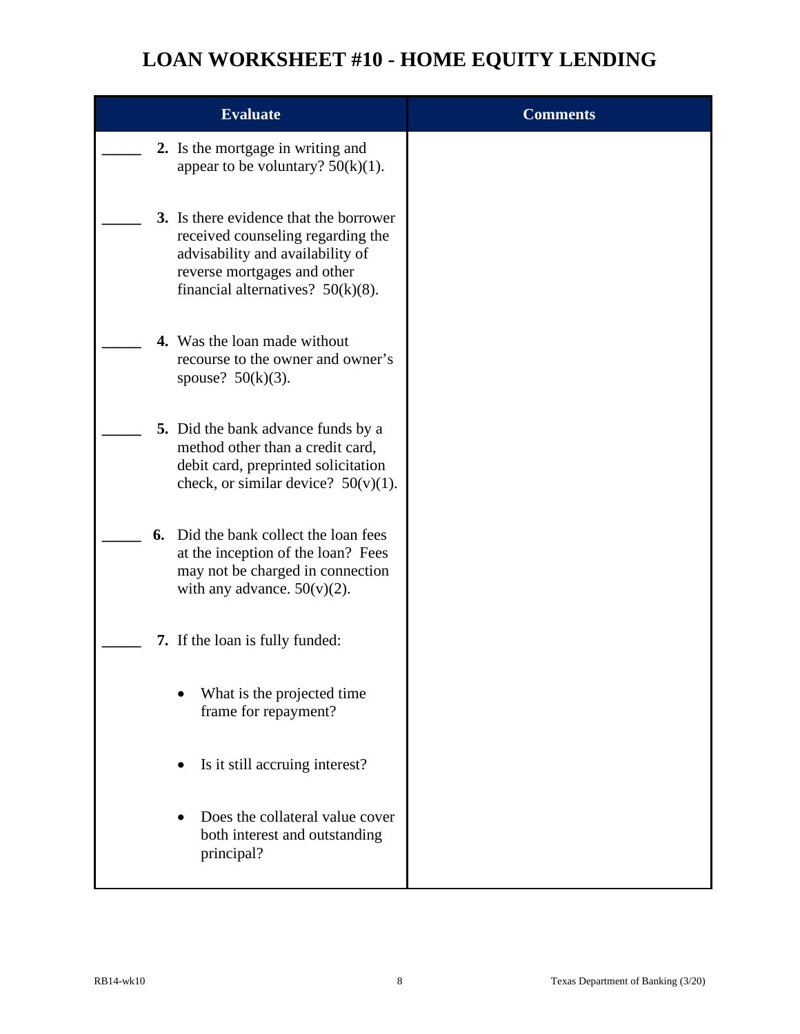# LOAN WORKSHEET #10 - HOME EQUITY LENDING

| Evaluate | Comments |
|---|---|
| _____ **2.** Is the mortgage in writing and appear to be voluntary? 50(k)(1). | |
| _____ **3.** Is there evidence that the borrower received counseling regarding the advisability and availability of reverse mortgages and other financial alternatives? 50(k)(8). | |
| _____ **4.** Was the loan made without recourse to the owner and owner's spouse? 50(k)(3). | |
| _____ **5.** Did the bank advance funds by a method other than a credit card, debit card, preprinted solicitation check, or similar device? 50(v)(1). | |
| _____ **6.** Did the bank collect the loan fees at the inception of the loan? Fees may not be charged in connection with any advance. 50(v)(2). | |
| _____ **7.** If the loan is fully funded:<br>• What is the projected time frame for repayment?<br>• Is it still accruing interest?<br>• Does the collateral value cover both interest and outstanding principal? | |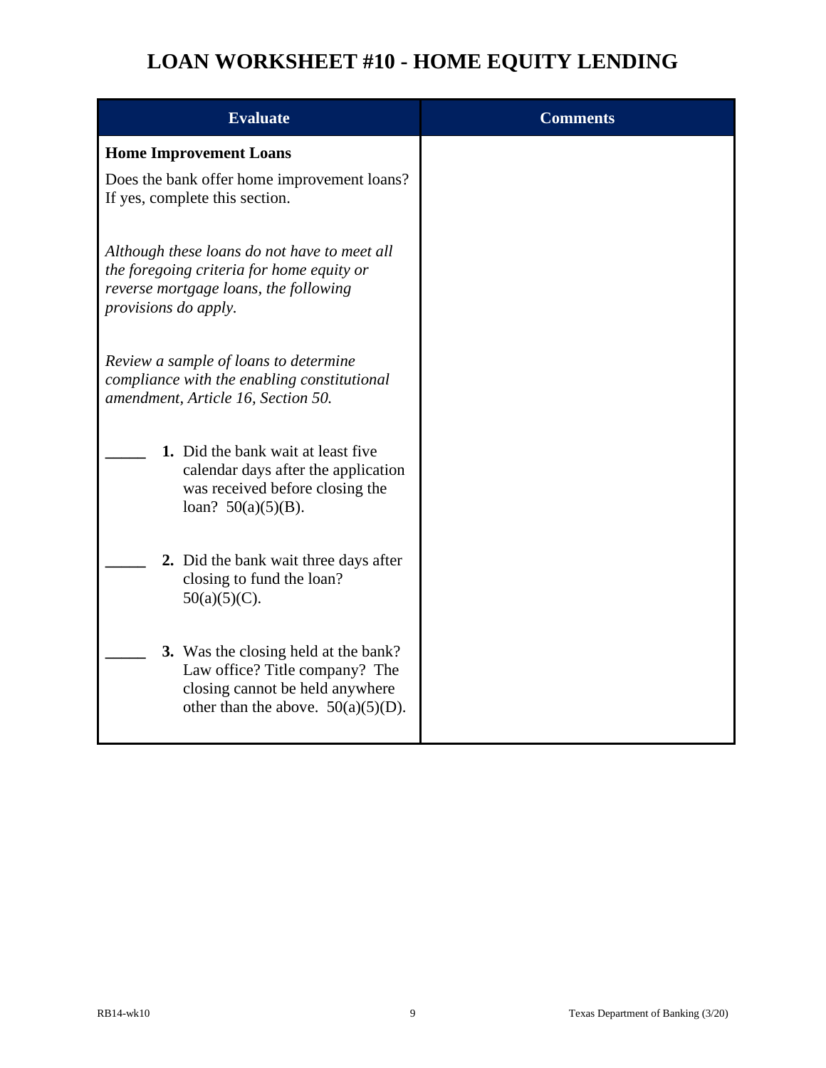# LOAN WORKSHEET #10 - HOME EQUITY LENDING

| Evaluate | Comments |
|---|---|
| **Home Improvement Loans**<br><br>Does the bank offer home improvement loans? If yes, complete this section.<br><br>*Although these loans do not have to meet all the foregoing criteria for home equity or reverse mortgage loans, the following provisions do apply.*<br><br>*Review a sample of loans to determine compliance with the enabling constitutional amendment, Article 16, Section 50.*<br><br>_____ **1.** Did the bank wait at least five calendar days after the application was received before closing the loan? 50(a)(5)(B).<br><br>_____ **2.** Did the bank wait three days after closing to fund the loan? 50(a)(5)(C).<br><br>_____ **3.** Was the closing held at the bank? Law office? Title company? The closing cannot be held anywhere other than the above. 50(a)(5)(D). | |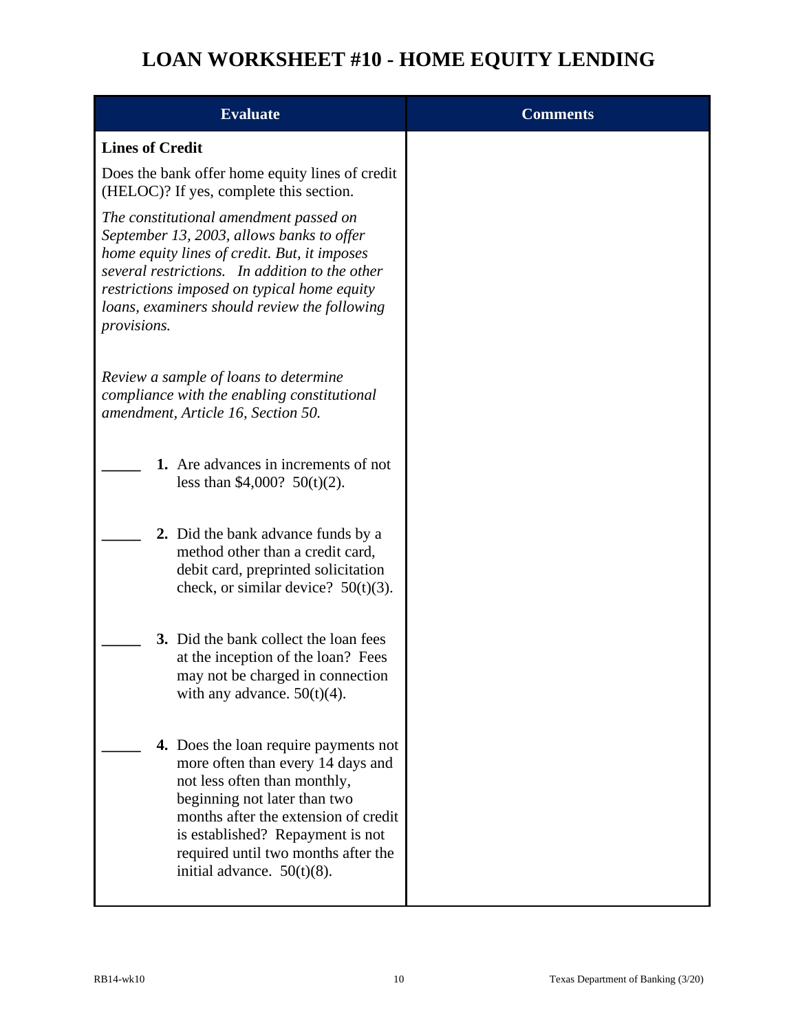# LOAN WORKSHEET #10 - HOME EQUITY LENDING

| Evaluate | Comments |
| --- | --- |
| **Lines of Credit**<br><br>Does the bank offer home equity lines of credit (HELOC)? If yes, complete this section.<br><br>*The constitutional amendment passed on September 13, 2003, allows banks to offer home equity lines of credit. But, it imposes several restrictions. In addition to the other restrictions imposed on typical home equity loans, examiners should review the following provisions.*<br><br>*Review a sample of loans to determine compliance with the enabling constitutional amendment, Article 16, Section 50.* | |
| _____ **1.** Are advances in increments of not less than $4,000? 50(t)(2). | |
| _____ **2.** Did the bank advance funds by a method other than a credit card, debit card, preprinted solicitation check, or similar device? 50(t)(3). | |
| _____ **3.** Did the bank collect the loan fees at the inception of the loan? Fees may not be charged in connection with any advance. 50(t)(4). | |
| _____ **4.** Does the loan require payments not more often than every 14 days and not less often than monthly, beginning not later than two months after the extension of credit is established? Repayment is not required until two months after the initial advance. 50(t)(8). | |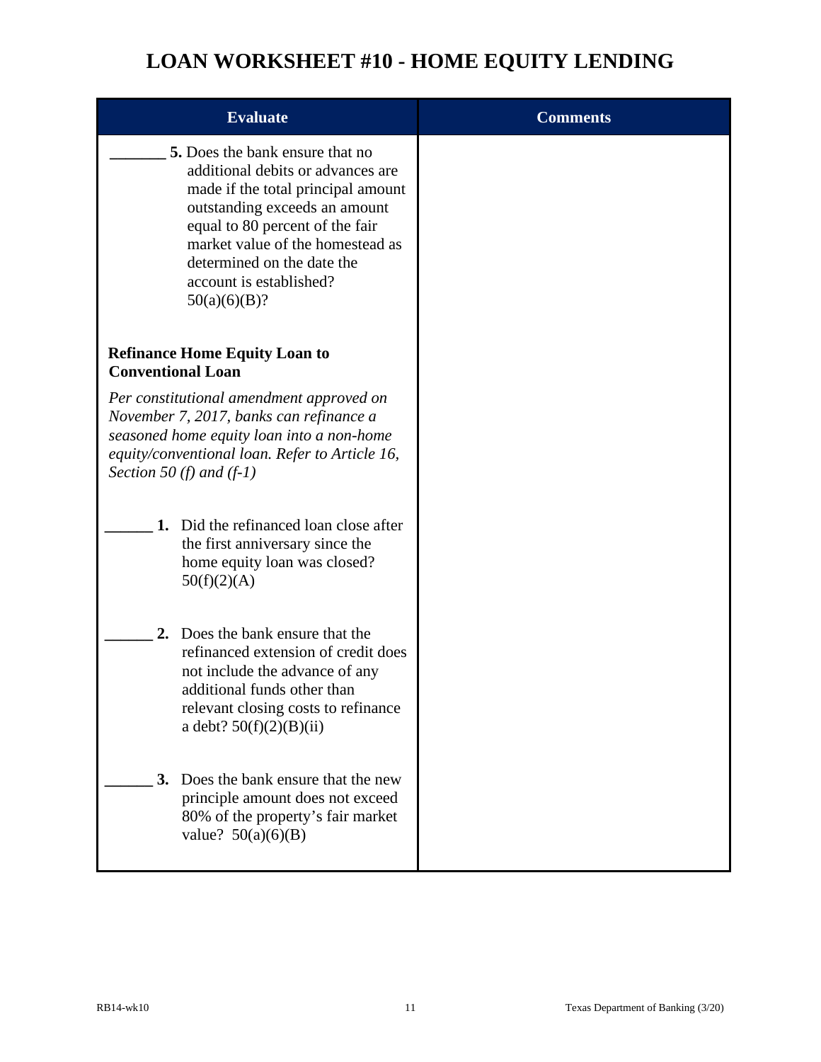# LOAN WORKSHEET #10 - HOME EQUITY LENDING

| Evaluate | Comments |
|---|---|
| _______ **5.** Does the bank ensure that no additional debits or advances are made if the total principal amount outstanding exceeds an amount equal to 80 percent of the fair market value of the homestead as determined on the date the account is established? 50(a)(6)(B)? | |
| **Refinance Home Equity Loan to Conventional Loan** | |
| *Per constitutional amendment approved on November 7, 2017, banks can refinance a seasoned home equity loan into a non-home equity/conventional loan. Refer to Article 16, Section 50 (f) and (f-1)* | |
| ______ **1.** Did the refinanced loan close after the first anniversary since the home equity loan was closed? 50(f)(2)(A) | |
| ______ **2.** Does the bank ensure that the refinanced extension of credit does not include the advance of any additional funds other than relevant closing costs to refinance a debt? 50(f)(2)(B)(ii) | |
| ______ **3.** Does the bank ensure that the new principle amount does not exceed 80% of the property's fair market value? 50(a)(6)(B) | |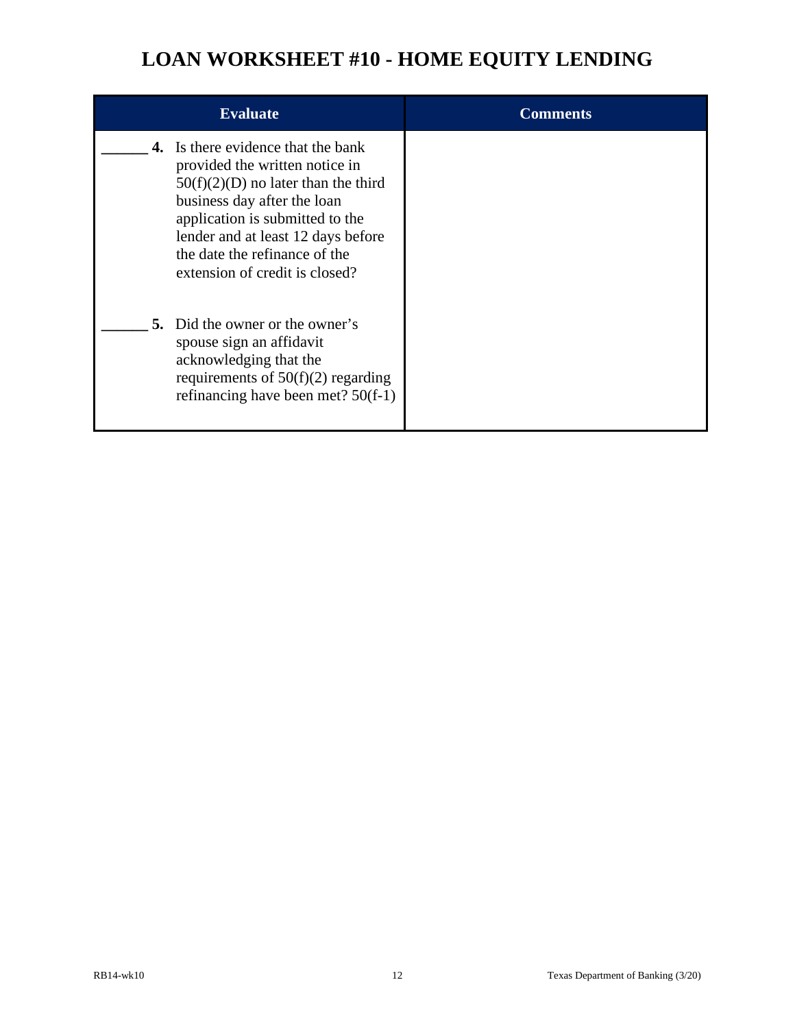# LOAN WORKSHEET #10 - HOME EQUITY LENDING

| Evaluate | Comments |
| --- | --- |
| ______ **4.** Is there evidence that the bank provided the written notice in 50(f)(2)(D) no later than the third business day after the loan application is submitted to the lender and at least 12 days before the date the refinance of the extension of credit is closed? | |
| ______ **5.** Did the owner or the owner's spouse sign an affidavit acknowledging that the requirements of 50(f)(2) regarding refinancing have been met? 50(f-1) | |